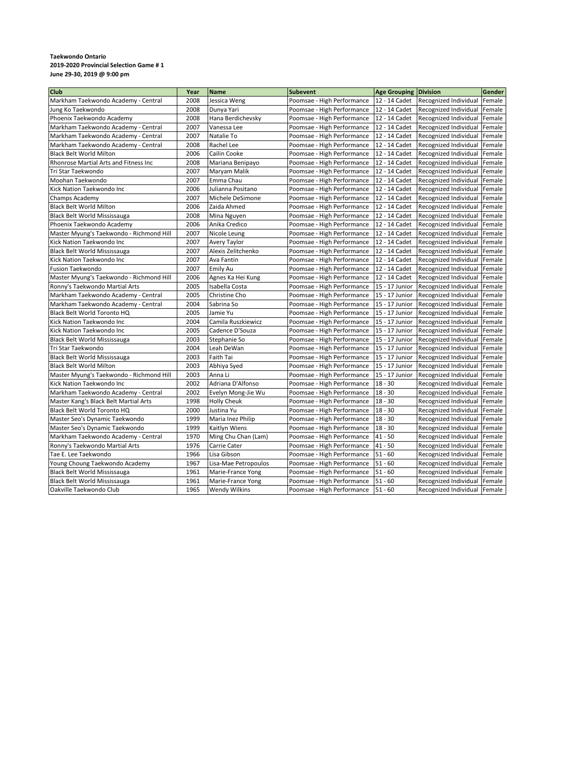**Taekwondo Ontario**
**2019-2020 Provincial Selection Game # 1**
**June 29-30, 2019 @ 9:00 pm**

| Club | Year | Name | Subevent | Age Grouping | Division | Gender |
|---|---|---|---|---|---|---|
| Markham Taekwondo Academy - Central | 2008 | Jessica Weng | Poomsae - High Performance | 12 - 14 Cadet | Recognized Individual | Female |
| Jung Ko Taekwondo | 2008 | Dunya Yari | Poomsae - High Performance | 12 - 14 Cadet | Recognized Individual | Female |
| Phoenix Taekwondo Academy | 2008 | Hana Berdichevsky | Poomsae - High Performance | 12 - 14 Cadet | Recognized Individual | Female |
| Markham Taekwondo Academy - Central | 2007 | Vanessa Lee | Poomsae - High Performance | 12 - 14 Cadet | Recognized Individual | Female |
| Markham Taekwondo Academy - Central | 2007 | Natalie To | Poomsae - High Performance | 12 - 14 Cadet | Recognized Individual | Female |
| Markham Taekwondo Academy - Central | 2008 | Rachel Lee | Poomsae - High Performance | 12 - 14 Cadet | Recognized Individual | Female |
| Black Belt World Milton | 2006 | Cailin Cooke | Poomsae - High Performance | 12 - 14 Cadet | Recognized Individual | Female |
| Rhonrose Martial Arts and Fitness Inc | 2008 | Mariana Benipayo | Poomsae - High Performance | 12 - 14 Cadet | Recognized Individual | Female |
| Tri Star Taekwondo | 2007 | Maryam Malik | Poomsae - High Performance | 12 - 14 Cadet | Recognized Individual | Female |
| Moohan Taekwondo | 2007 | Emma Chau | Poomsae - High Performance | 12 - 14 Cadet | Recognized Individual | Female |
| Kick Nation Taekwondo Inc | 2006 | Julianna Positano | Poomsae - High Performance | 12 - 14 Cadet | Recognized Individual | Female |
| Champs Academy | 2007 | Michele DeSimone | Poomsae - High Performance | 12 - 14 Cadet | Recognized Individual | Female |
| Black Belt World Milton | 2006 | Zaida Ahmed | Poomsae - High Performance | 12 - 14 Cadet | Recognized Individual | Female |
| Black Belt World Mississauga | 2008 | Mina Nguyen | Poomsae - High Performance | 12 - 14 Cadet | Recognized Individual | Female |
| Phoenix Taekwondo Academy | 2006 | Anika Credico | Poomsae - High Performance | 12 - 14 Cadet | Recognized Individual | Female |
| Master Myung's Taekwondo - Richmond Hill | 2007 | Nicole Leung | Poomsae - High Performance | 12 - 14 Cadet | Recognized Individual | Female |
| Kick Nation Taekwondo Inc | 2007 | Avery Taylor | Poomsae - High Performance | 12 - 14 Cadet | Recognized Individual | Female |
| Black Belt World Mississauga | 2007 | Alexis Zelitchenko | Poomsae - High Performance | 12 - 14 Cadet | Recognized Individual | Female |
| Kick Nation Taekwondo Inc | 2007 | Ava Fantin | Poomsae - High Performance | 12 - 14 Cadet | Recognized Individual | Female |
| Fusion Taekwondo | 2007 | Emily Au | Poomsae - High Performance | 12 - 14 Cadet | Recognized Individual | Female |
| Master Myung's Taekwondo - Richmond Hill | 2006 | Agnes Ka Hei Kung | Poomsae - High Performance | 12 - 14 Cadet | Recognized Individual | Female |
| Ronny's Taekwondo Martial Arts | 2005 | Isabella Costa | Poomsae - High Performance | 15 - 17 Junior | Recognized Individual | Female |
| Markham Taekwondo Academy - Central | 2005 | Christine Cho | Poomsae - High Performance | 15 - 17 Junior | Recognized Individual | Female |
| Markham Taekwondo Academy - Central | 2004 | Sabrina So | Poomsae - High Performance | 15 - 17 Junior | Recognized Individual | Female |
| Black Belt World Toronto HQ | 2005 | Jamie Yu | Poomsae - High Performance | 15 - 17 Junior | Recognized Individual | Female |
| Kick Nation Taekwondo Inc | 2004 | Camila Ruszkiewicz | Poomsae - High Performance | 15 - 17 Junior | Recognized Individual | Female |
| Kick Nation Taekwondo Inc | 2005 | Cadence D'Souza | Poomsae - High Performance | 15 - 17 Junior | Recognized Individual | Female |
| Black Belt World Mississauga | 2003 | Stephanie So | Poomsae - High Performance | 15 - 17 Junior | Recognized Individual | Female |
| Tri Star Taekwondo | 2004 | Leah DeWan | Poomsae - High Performance | 15 - 17 Junior | Recognized Individual | Female |
| Black Belt World Mississauga | 2003 | Faith Tai | Poomsae - High Performance | 15 - 17 Junior | Recognized Individual | Female |
| Black Belt World Milton | 2003 | Abhiya Syed | Poomsae - High Performance | 15 - 17 Junior | Recognized Individual | Female |
| Master Myung's Taekwondo - Richmond Hill | 2003 | Anna Li | Poomsae - High Performance | 15 - 17 Junior | Recognized Individual | Female |
| Kick Nation Taekwondo Inc | 2002 | Adriana D'Alfonso | Poomsae - High Performance | 18 - 30 | Recognized Individual | Female |
| Markham Taekwondo Academy - Central | 2002 | Evelyn Mong-Jie Wu | Poomsae - High Performance | 18 - 30 | Recognized Individual | Female |
| Master Kang's Black Belt Martial Arts | 1998 | Holly Cheuk | Poomsae - High Performance | 18 - 30 | Recognized Individual | Female |
| Black Belt World Toronto HQ | 2000 | Justina Yu | Poomsae - High Performance | 18 - 30 | Recognized Individual | Female |
| Master Seo's Dynamic Taekwondo | 1999 | Maria Inez Philip | Poomsae - High Performance | 18 - 30 | Recognized Individual | Female |
| Master Seo's Dynamic Taekwondo | 1999 | Kaitlyn Wiens | Poomsae - High Performance | 18 - 30 | Recognized Individual | Female |
| Markham Taekwondo Academy - Central | 1970 | Ming Chu Chan (Lam) | Poomsae - High Performance | 41 - 50 | Recognized Individual | Female |
| Ronny's Taekwondo Martial Arts | 1976 | Carrie Cater | Poomsae - High Performance | 41 - 50 | Recognized Individual | Female |
| Tae E. Lee Taekwondo | 1966 | Lisa Gibson | Poomsae - High Performance | 51 - 60 | Recognized Individual | Female |
| Young Choung Taekwondo Academy | 1967 | Lisa-Mae Petropoulos | Poomsae - High Performance | 51 - 60 | Recognized Individual | Female |
| Black Belt World Mississauga | 1961 | Marie-France Yong | Poomsae - High Performance | 51 - 60 | Recognized Individual | Female |
| Black Belt World Mississauga | 1961 | Marie-France Yong | Poomsae - High Performance | 51 - 60 | Recognized Individual | Female |
| Oakville Taekwondo Club | 1965 | Wendy Wilkins | Poomsae - High Performance | 51 - 60 | Recognized Individual | Female |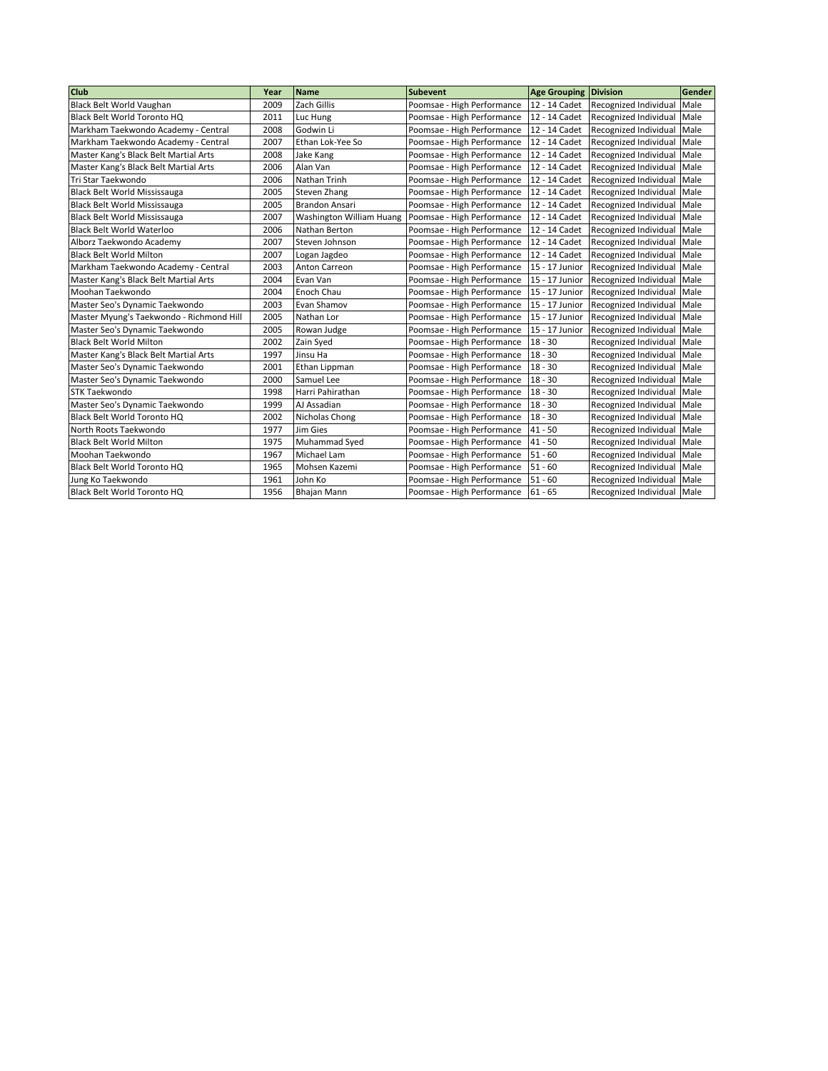| Club | Year | Name | Subevent | Age Grouping | Division | Gender |
| --- | --- | --- | --- | --- | --- | --- |
| Black Belt World Vaughan | 2009 | Zach Gillis | Poomsae - High Performance | 12 - 14 Cadet | Recognized Individual | Male |
| Black Belt World Toronto HQ | 2011 | Luc Hung | Poomsae - High Performance | 12 - 14 Cadet | Recognized Individual | Male |
| Markham Taekwondo Academy - Central | 2008 | Godwin Li | Poomsae - High Performance | 12 - 14 Cadet | Recognized Individual | Male |
| Markham Taekwondo Academy - Central | 2007 | Ethan Lok-Yee So | Poomsae - High Performance | 12 - 14 Cadet | Recognized Individual | Male |
| Master Kang's Black Belt Martial Arts | 2008 | Jake Kang | Poomsae - High Performance | 12 - 14 Cadet | Recognized Individual | Male |
| Master Kang's Black Belt Martial Arts | 2006 | Alan Van | Poomsae - High Performance | 12 - 14 Cadet | Recognized Individual | Male |
| Tri Star Taekwondo | 2006 | Nathan Trinh | Poomsae - High Performance | 12 - 14 Cadet | Recognized Individual | Male |
| Black Belt World Mississauga | 2005 | Steven Zhang | Poomsae - High Performance | 12 - 14 Cadet | Recognized Individual | Male |
| Black Belt World Mississauga | 2005 | Brandon Ansari | Poomsae - High Performance | 12 - 14 Cadet | Recognized Individual | Male |
| Black Belt World Mississauga | 2007 | Washington William Huang | Poomsae - High Performance | 12 - 14 Cadet | Recognized Individual | Male |
| Black Belt World Waterloo | 2006 | Nathan Berton | Poomsae - High Performance | 12 - 14 Cadet | Recognized Individual | Male |
| Alborz Taekwondo Academy | 2007 | Steven Johnson | Poomsae - High Performance | 12 - 14 Cadet | Recognized Individual | Male |
| Black Belt World Milton | 2007 | Logan Jagdeo | Poomsae - High Performance | 12 - 14 Cadet | Recognized Individual | Male |
| Markham Taekwondo Academy - Central | 2003 | Anton Carreon | Poomsae - High Performance | 15 - 17 Junior | Recognized Individual | Male |
| Master Kang's Black Belt Martial Arts | 2004 | Evan Van | Poomsae - High Performance | 15 - 17 Junior | Recognized Individual | Male |
| Moohan Taekwondo | 2004 | Enoch Chau | Poomsae - High Performance | 15 - 17 Junior | Recognized Individual | Male |
| Master Seo's Dynamic Taekwondo | 2003 | Evan Shamov | Poomsae - High Performance | 15 - 17 Junior | Recognized Individual | Male |
| Master Myung's Taekwondo - Richmond Hill | 2005 | Nathan Lor | Poomsae - High Performance | 15 - 17 Junior | Recognized Individual | Male |
| Master Seo's Dynamic Taekwondo | 2005 | Rowan Judge | Poomsae - High Performance | 15 - 17 Junior | Recognized Individual | Male |
| Black Belt World Milton | 2002 | Zain Syed | Poomsae - High Performance | 18 - 30 | Recognized Individual | Male |
| Master Kang's Black Belt Martial Arts | 1997 | Jinsu Ha | Poomsae - High Performance | 18 - 30 | Recognized Individual | Male |
| Master Seo's Dynamic Taekwondo | 2001 | Ethan Lippman | Poomsae - High Performance | 18 - 30 | Recognized Individual | Male |
| Master Seo's Dynamic Taekwondo | 2000 | Samuel Lee | Poomsae - High Performance | 18 - 30 | Recognized Individual | Male |
| STK Taekwondo | 1998 | Harri Pahirathan | Poomsae - High Performance | 18 - 30 | Recognized Individual | Male |
| Master Seo's Dynamic Taekwondo | 1999 | AJ Assadian | Poomsae - High Performance | 18 - 30 | Recognized Individual | Male |
| Black Belt World Toronto HQ | 2002 | Nicholas Chong | Poomsae - High Performance | 18 - 30 | Recognized Individual | Male |
| North Roots Taekwondo | 1977 | Jim Gies | Poomsae - High Performance | 41 - 50 | Recognized Individual | Male |
| Black Belt World Milton | 1975 | Muhammad Syed | Poomsae - High Performance | 41 - 50 | Recognized Individual | Male |
| Moohan Taekwondo | 1967 | Michael Lam | Poomsae - High Performance | 51 - 60 | Recognized Individual | Male |
| Black Belt World Toronto HQ | 1965 | Mohsen Kazemi | Poomsae - High Performance | 51 - 60 | Recognized Individual | Male |
| Jung Ko Taekwondo | 1961 | John Ko | Poomsae - High Performance | 51 - 60 | Recognized Individual | Male |
| Black Belt World Toronto HQ | 1956 | Bhajan Mann | Poomsae - High Performance | 61 - 65 | Recognized Individual | Male |